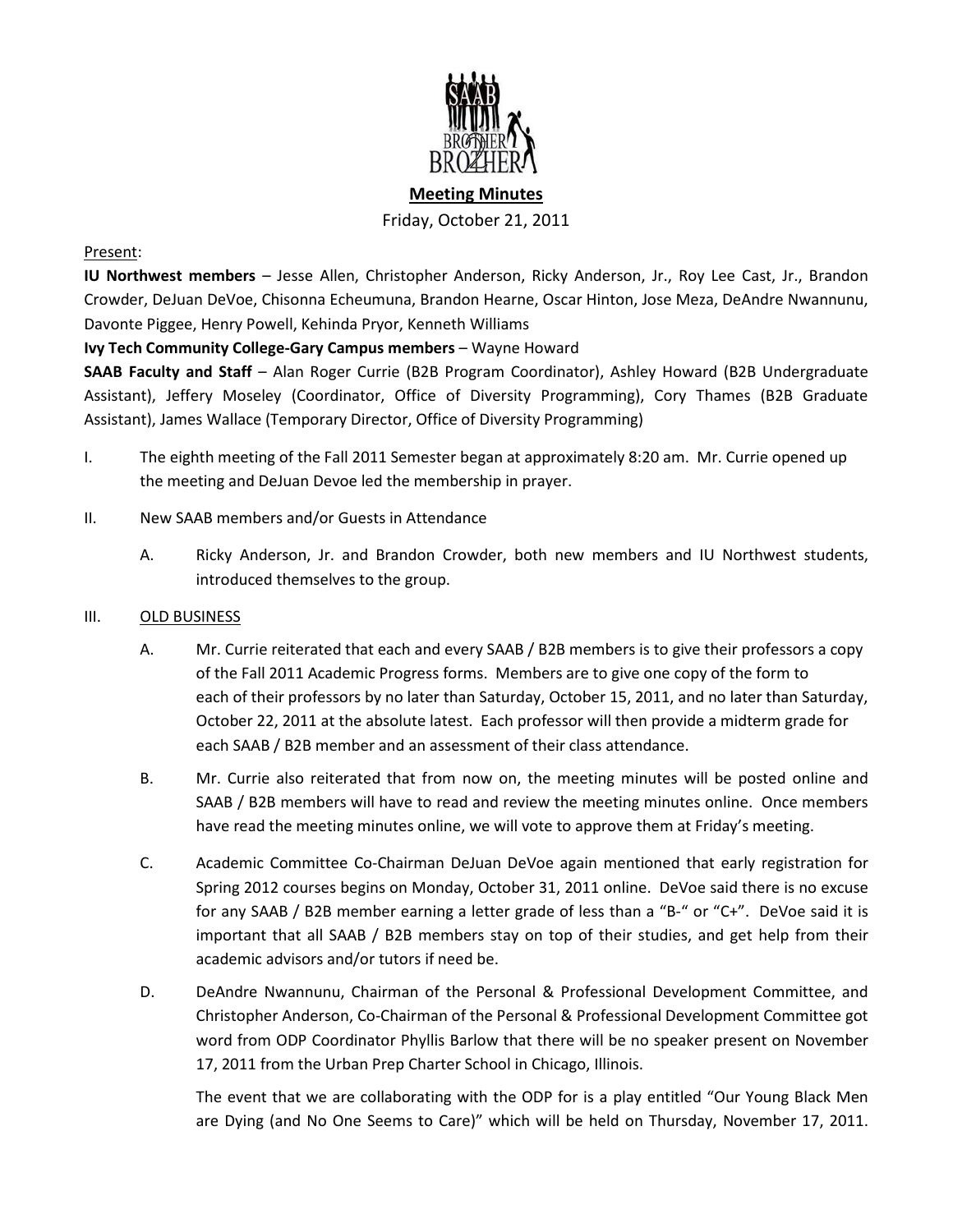**Meeting Minutes**

Friday, October 21, 2011

Present:

**IU Northwest members** – Jesse Allen, Christopher Anderson, Ricky Anderson, Jr., Roy Lee Cast, Jr., Brandon Crowder, DeJuan DeVoe, Chisonna Echeumuna, Brandon Hearne, Oscar Hinton, Jose Meza, DeAndre Nwannunu, Davonte Piggee, Henry Powell, Kehinda Pryor, Kenneth Williams

**Ivy Tech Community College-Gary Campus members** – Wayne Howard

**SAAB Faculty and Staff** – Alan Roger Currie (B2B Program Coordinator), Ashley Howard (B2B Undergraduate Assistant), Jeffery Moseley (Coordinator, Office of Diversity Programming), Cory Thames (B2B Graduate Assistant), James Wallace (Temporary Director, Office of Diversity Programming)

I. The eighth meeting of the Fall 2011 Semester began at approximately 8:20 am. Mr. Currie opened up the meeting and DeJuan Devoe led the membership in prayer.

II. New SAAB members and/or Guests in Attendance

  A. Ricky Anderson, Jr. and Brandon Crowder, both new members and IU Northwest students, introduced themselves to the group.

III. OLD BUSINESS

  A. Mr. Currie reiterated that each and every SAAB / B2B members is to give their professors a copy of the Fall 2011 Academic Progress forms. Members are to give one copy of the form to each of their professors by no later than Saturday, October 15, 2011, and no later than Saturday, October 22, 2011 at the absolute latest. Each professor will then provide a midterm grade for each SAAB / B2B member and an assessment of their class attendance.

  B. Mr. Currie also reiterated that from now on, the meeting minutes will be posted online and SAAB / B2B members will have to read and review the meeting minutes online. Once members have read the meeting minutes online, we will vote to approve them at Friday's meeting.

  C. Academic Committee Co-Chairman DeJuan DeVoe again mentioned that early registration for Spring 2012 courses begins on Monday, October 31, 2011 online. DeVoe said there is no excuse for any SAAB / B2B member earning a letter grade of less than a "B-" or "C+". DeVoe said it is important that all SAAB / B2B members stay on top of their studies, and get help from their academic advisors and/or tutors if need be.

  D. DeAndre Nwannunu, Chairman of the Personal & Professional Development Committee, and Christopher Anderson, Co-Chairman of the Personal & Professional Development Committee got word from ODP Coordinator Phyllis Barlow that there will be no speaker present on November 17, 2011 from the Urban Prep Charter School in Chicago, Illinois.

  The event that we are collaborating with the ODP for is a play entitled "Our Young Black Men are Dying (and No One Seems to Care)" which will be held on Thursday, November 17, 2011.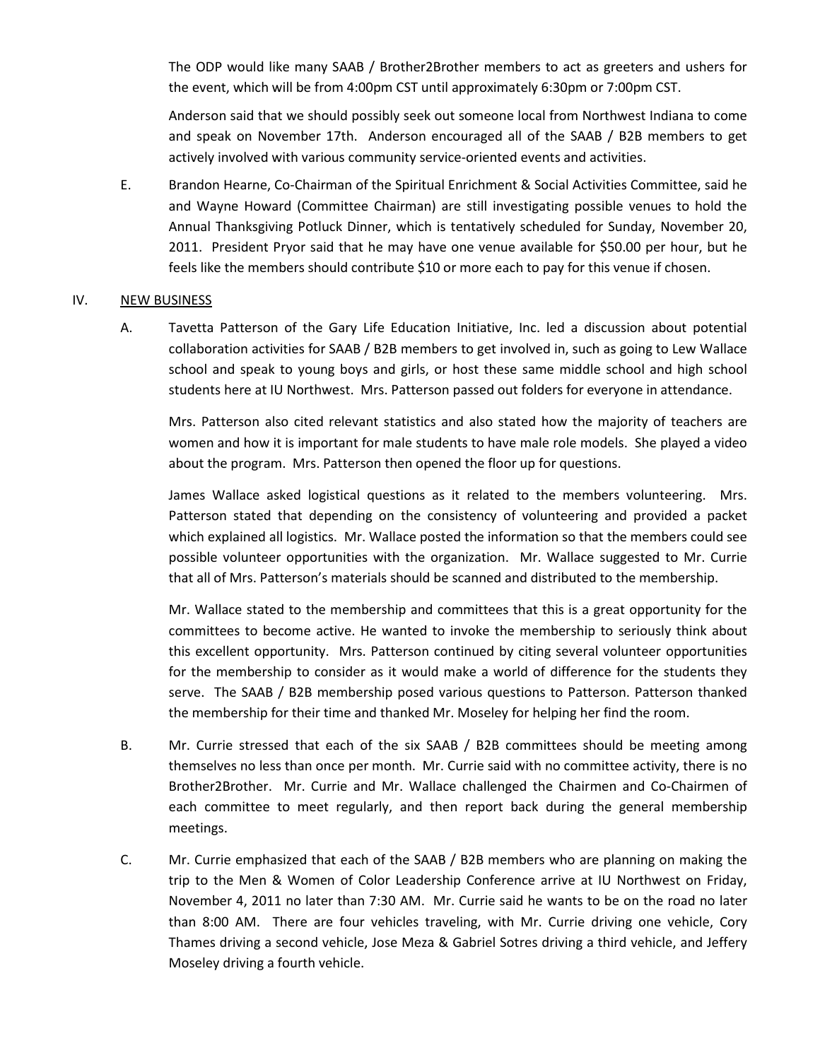The ODP would like many SAAB / Brother2Brother members to act as greeters and ushers for the event, which will be from 4:00pm CST until approximately 6:30pm or 7:00pm CST.

Anderson said that we should possibly seek out someone local from Northwest Indiana to come and speak on November 17th. Anderson encouraged all of the SAAB / B2B members to get actively involved with various community service-oriented events and activities.

E. Brandon Hearne, Co-Chairman of the Spiritual Enrichment & Social Activities Committee, said he and Wayne Howard (Committee Chairman) are still investigating possible venues to hold the Annual Thanksgiving Potluck Dinner, which is tentatively scheduled for Sunday, November 20, 2011. President Pryor said that he may have one venue available for $50.00 per hour, but he feels like the members should contribute $10 or more each to pay for this venue if chosen.

IV. <u>NEW BUSINESS</u>

A. Tavetta Patterson of the Gary Life Education Initiative, Inc. led a discussion about potential collaboration activities for SAAB / B2B members to get involved in, such as going to Lew Wallace school and speak to young boys and girls, or host these same middle school and high school students here at IU Northwest. Mrs. Patterson passed out folders for everyone in attendance.

Mrs. Patterson also cited relevant statistics and also stated how the majority of teachers are women and how it is important for male students to have male role models. She played a video about the program. Mrs. Patterson then opened the floor up for questions.

James Wallace asked logistical questions as it related to the members volunteering. Mrs. Patterson stated that depending on the consistency of volunteering and provided a packet which explained all logistics. Mr. Wallace posted the information so that the members could see possible volunteer opportunities with the organization. Mr. Wallace suggested to Mr. Currie that all of Mrs. Patterson's materials should be scanned and distributed to the membership.

Mr. Wallace stated to the membership and committees that this is a great opportunity for the committees to become active. He wanted to invoke the membership to seriously think about this excellent opportunity. Mrs. Patterson continued by citing several volunteer opportunities for the membership to consider as it would make a world of difference for the students they serve. The SAAB / B2B membership posed various questions to Patterson. Patterson thanked the membership for their time and thanked Mr. Moseley for helping her find the room.

B. Mr. Currie stressed that each of the six SAAB / B2B committees should be meeting among themselves no less than once per month. Mr. Currie said with no committee activity, there is no Brother2Brother. Mr. Currie and Mr. Wallace challenged the Chairmen and Co-Chairmen of each committee to meet regularly, and then report back during the general membership meetings.

C. Mr. Currie emphasized that each of the SAAB / B2B members who are planning on making the trip to the Men & Women of Color Leadership Conference arrive at IU Northwest on Friday, November 4, 2011 no later than 7:30 AM. Mr. Currie said he wants to be on the road no later than 8:00 AM. There are four vehicles traveling, with Mr. Currie driving one vehicle, Cory Thames driving a second vehicle, Jose Meza & Gabriel Sotres driving a third vehicle, and Jeffery Moseley driving a fourth vehicle.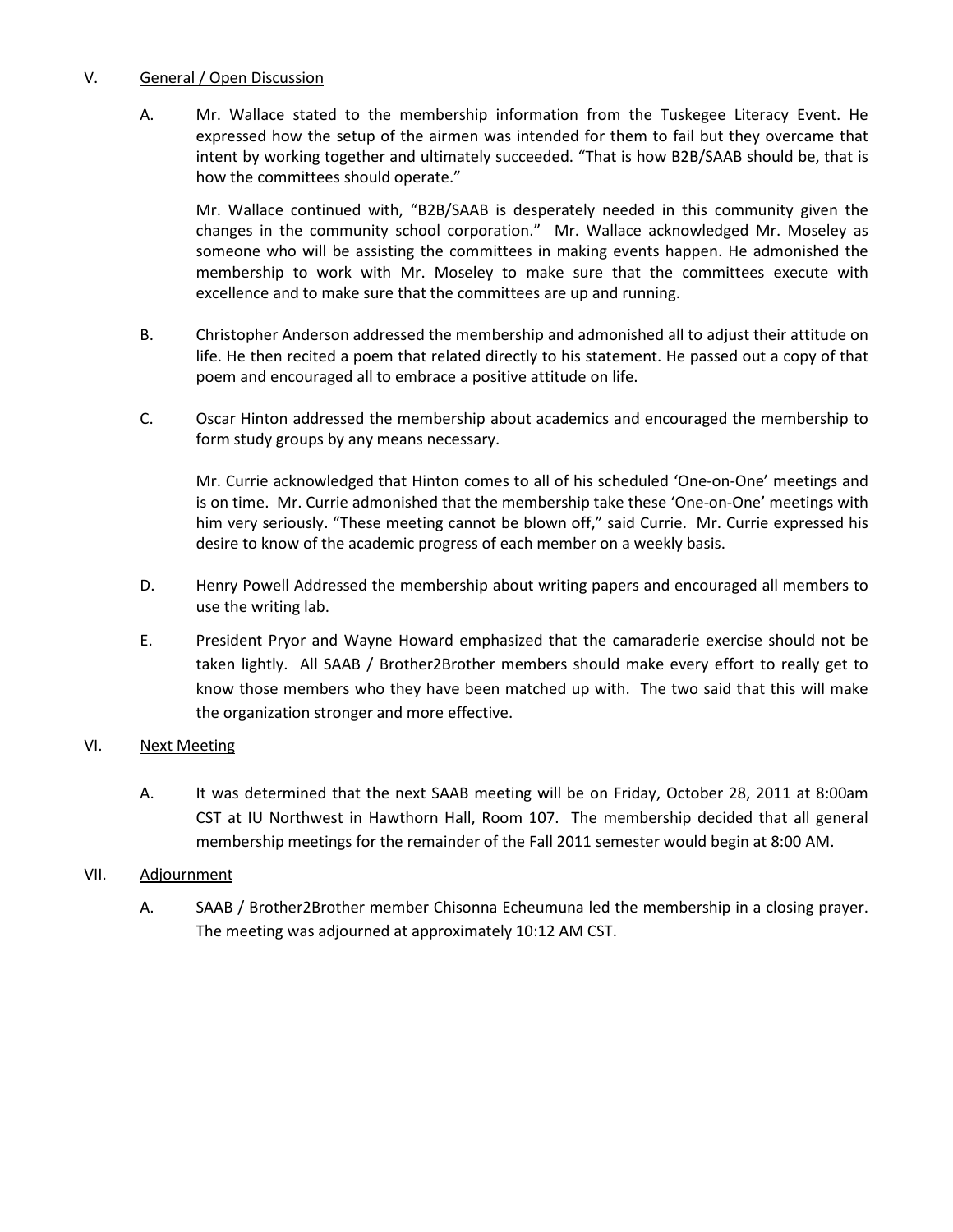## V. General / Open Discussion

A. Mr. Wallace stated to the membership information from the Tuskegee Literacy Event. He expressed how the setup of the airmen was intended for them to fail but they overcame that intent by working together and ultimately succeeded. "That is how B2B/SAAB should be, that is how the committees should operate."

Mr. Wallace continued with, "B2B/SAAB is desperately needed in this community given the changes in the community school corporation." Mr. Wallace acknowledged Mr. Moseley as someone who will be assisting the committees in making events happen. He admonished the membership to work with Mr. Moseley to make sure that the committees execute with excellence and to make sure that the committees are up and running.

B. Christopher Anderson addressed the membership and admonished all to adjust their attitude on life. He then recited a poem that related directly to his statement. He passed out a copy of that poem and encouraged all to embrace a positive attitude on life.

C. Oscar Hinton addressed the membership about academics and encouraged the membership to form study groups by any means necessary.

Mr. Currie acknowledged that Hinton comes to all of his scheduled 'One-on-One' meetings and is on time. Mr. Currie admonished that the membership take these 'One-on-One' meetings with him very seriously. "These meeting cannot be blown off," said Currie. Mr. Currie expressed his desire to know of the academic progress of each member on a weekly basis.

D. Henry Powell Addressed the membership about writing papers and encouraged all members to use the writing lab.

E. President Pryor and Wayne Howard emphasized that the camaraderie exercise should not be taken lightly. All SAAB / Brother2Brother members should make every effort to really get to know those members who they have been matched up with. The two said that this will make the organization stronger and more effective.

## VI. Next Meeting

A. It was determined that the next SAAB meeting will be on Friday, October 28, 2011 at 8:00am CST at IU Northwest in Hawthorn Hall, Room 107. The membership decided that all general membership meetings for the remainder of the Fall 2011 semester would begin at 8:00 AM.

## VII. Adjournment

A. SAAB / Brother2Brother member Chisonna Echeumuna led the membership in a closing prayer. The meeting was adjourned at approximately 10:12 AM CST.